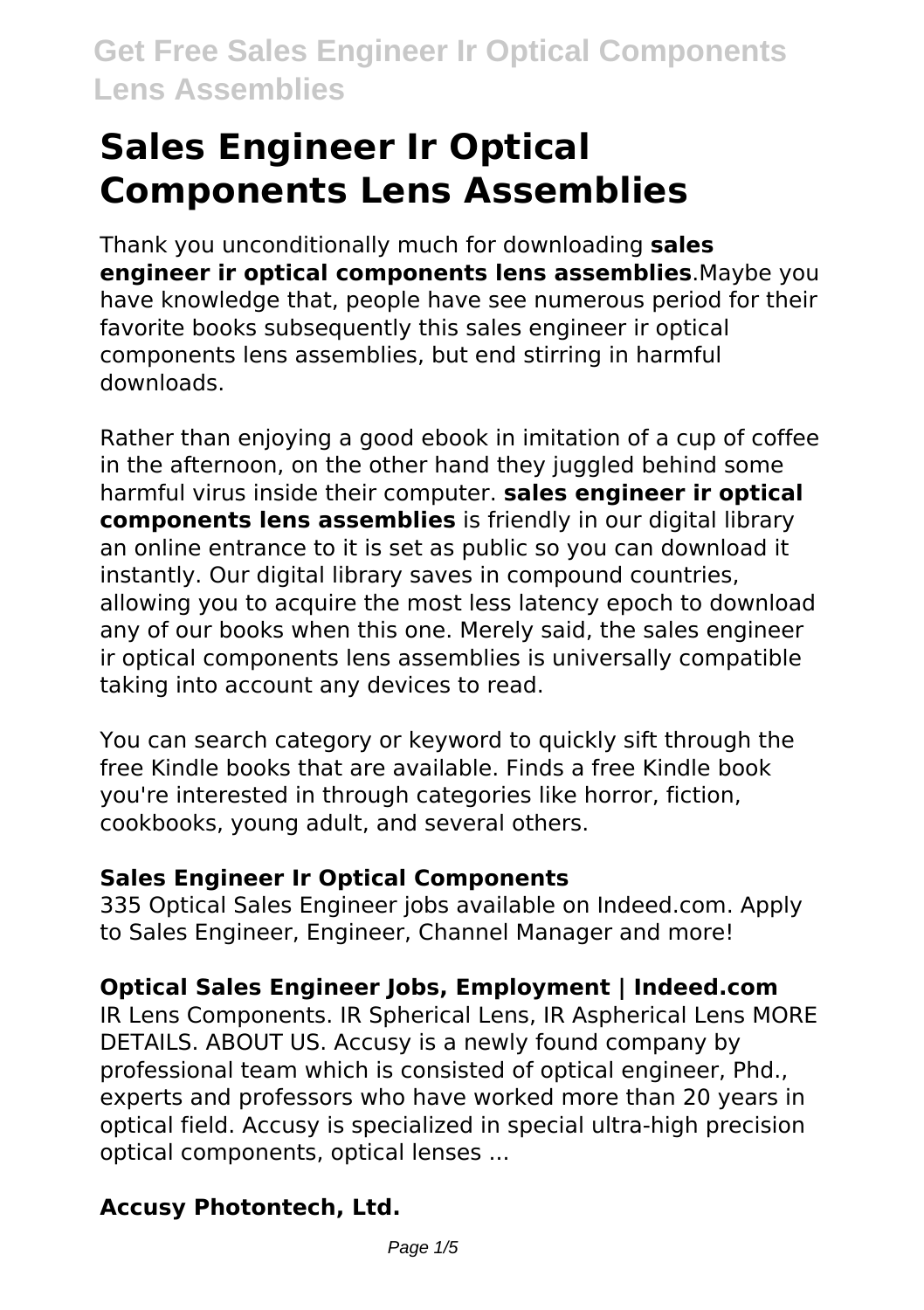# Sales Engineer Ir Optical Components Lens Assemblies

Thank you unconditionally much for downloading **sales engineer ir optical components lens assemblies**.Maybe you have knowledge that, people have see numerous period for their favorite books subsequently this sales engineer ir optical components lens assemblies, but end stirring in harmful downloads.

Rather than enjoying a good ebook in imitation of a cup of coffee in the afternoon, on the other hand they juggled behind some harmful virus inside their computer. **sales engineer ir optical components lens assemblies** is friendly in our digital library an online entrance to it is set as public so you can download it instantly. Our digital library saves in compound countries, allowing you to acquire the most less latency epoch to download any of our books when this one. Merely said, the sales engineer ir optical components lens assemblies is universally compatible taking into account any devices to read.

You can search category or keyword to quickly sift through the free Kindle books that are available. Finds a free Kindle book you're interested in through categories like horror, fiction, cookbooks, young adult, and several others.

### Sales Engineer Ir Optical Components

335 Optical Sales Engineer jobs available on Indeed.com. Apply to Sales Engineer, Engineer, Channel Manager and more!

### Optical Sales Engineer Jobs, Employment | Indeed.com

IR Lens Components. IR Spherical Lens, IR Aspherical Lens MORE DETAILS. ABOUT US. Accusy is a newly found company by professional team which is consisted of optical engineer, Phd., experts and professors who have worked more than 20 years in optical field. Accusy is specialized in special ultra-high precision optical components, optical lenses ...

### Accusy Photontech, Ltd.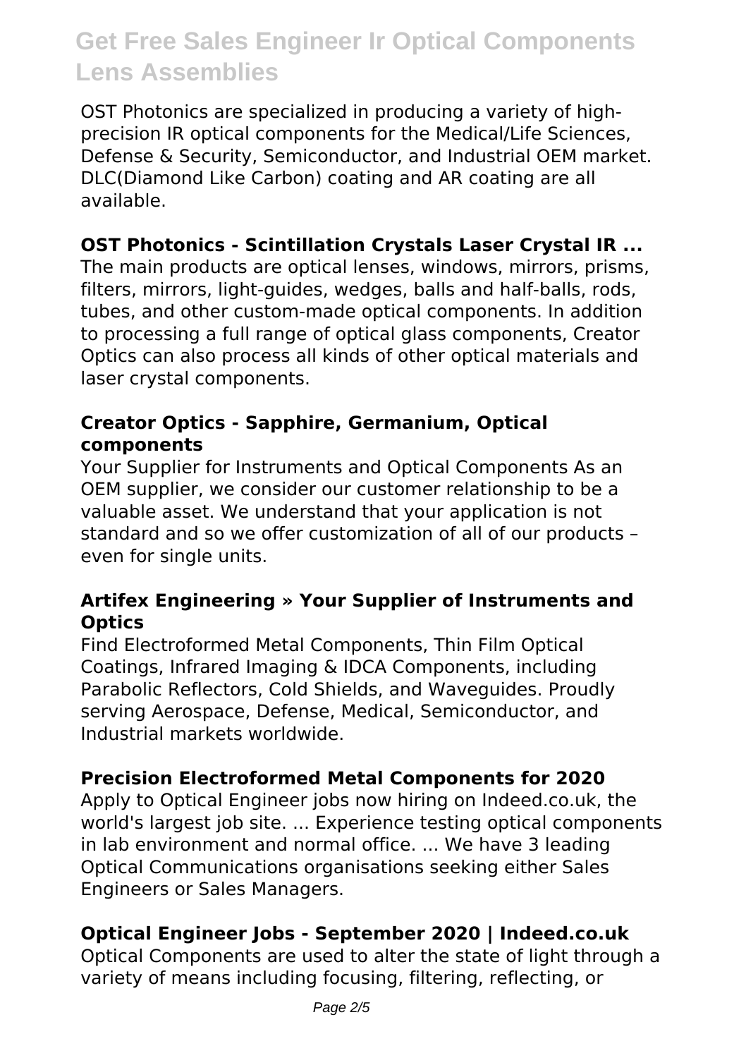OST Photonics are specialized in producing a variety of high-precision IR optical components for the Medical/Life Sciences, Defense & Security, Semiconductor, and Industrial OEM market. DLC(Diamond Like Carbon) coating and AR coating are all available.

### OST Photonics - Scintillation Crystals Laser Crystal IR ...

The main products are optical lenses, windows, mirrors, prisms, filters, mirrors, light-guides, wedges, balls and half-balls, rods, tubes, and other custom-made optical components. In addition to processing a full range of optical glass components, Creator Optics can also process all kinds of other optical materials and laser crystal components.

### Creator Optics - Sapphire, Germanium, Optical components

Your Supplier for Instruments and Optical Components As an OEM supplier, we consider our customer relationship to be a valuable asset. We understand that your application is not standard and so we offer customization of all of our products – even for single units.

### Artifex Engineering » Your Supplier of Instruments and Optics

Find Electroformed Metal Components, Thin Film Optical Coatings, Infrared Imaging & IDCA Components, including Parabolic Reflectors, Cold Shields, and Waveguides. Proudly serving Aerospace, Defense, Medical, Semiconductor, and Industrial markets worldwide.

### Precision Electroformed Metal Components for 2020

Apply to Optical Engineer jobs now hiring on Indeed.co.uk, the world's largest job site. ... Experience testing optical components in lab environment and normal office. ... We have 3 leading Optical Communications organisations seeking either Sales Engineers or Sales Managers.

### Optical Engineer Jobs - September 2020 | Indeed.co.uk

Optical Components are used to alter the state of light through a variety of means including focusing, filtering, reflecting, or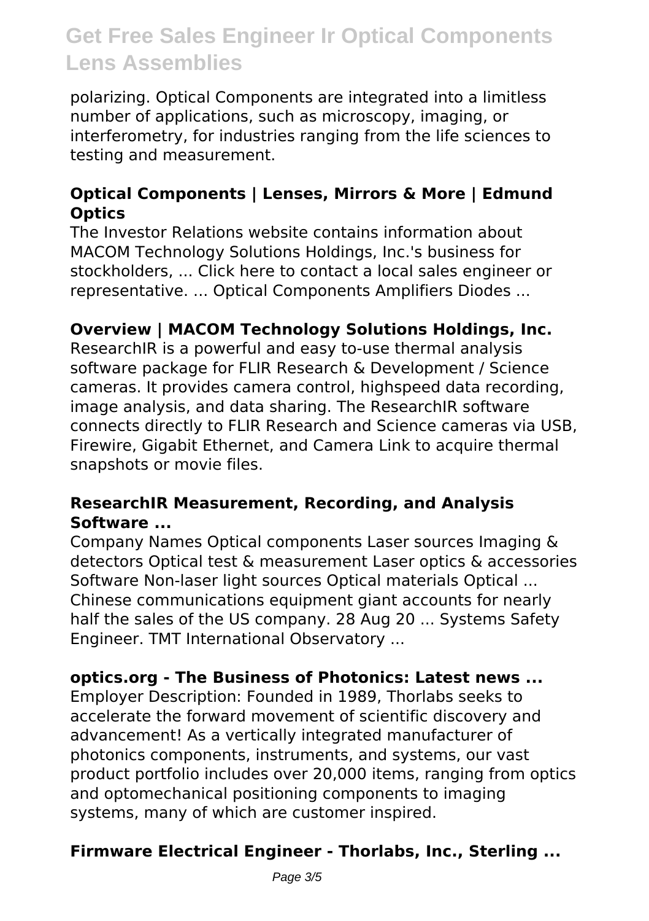polarizing. Optical Components are integrated into a limitless number of applications, such as microscopy, imaging, or interferometry, for industries ranging from the life sciences to testing and measurement.

### Optical Components | Lenses, Mirrors & More | Edmund Optics

The Investor Relations website contains information about MACOM Technology Solutions Holdings, Inc.'s business for stockholders, ... Click here to contact a local sales engineer or representative. ... Optical Components Amplifiers Diodes ...

### Overview | MACOM Technology Solutions Holdings, Inc.

ResearchIR is a powerful and easy to-use thermal analysis software package for FLIR Research & Development / Science cameras. It provides camera control, highspeed data recording, image analysis, and data sharing. The ResearchIR software connects directly to FLIR Research and Science cameras via USB, Firewire, Gigabit Ethernet, and Camera Link to acquire thermal snapshots or movie files.

### ResearchIR Measurement, Recording, and Analysis Software ...

Company Names Optical components Laser sources Imaging & detectors Optical test & measurement Laser optics & accessories Software Non-laser light sources Optical materials Optical ... Chinese communications equipment giant accounts for nearly half the sales of the US company. 28 Aug 20 ... Systems Safety Engineer. TMT International Observatory ...

### optics.org - The Business of Photonics: Latest news ...

Employer Description: Founded in 1989, Thorlabs seeks to accelerate the forward movement of scientific discovery and advancement! As a vertically integrated manufacturer of photonics components, instruments, and systems, our vast product portfolio includes over 20,000 items, ranging from optics and optomechanical positioning components to imaging systems, many of which are customer inspired.

### Firmware Electrical Engineer - Thorlabs, Inc., Sterling ...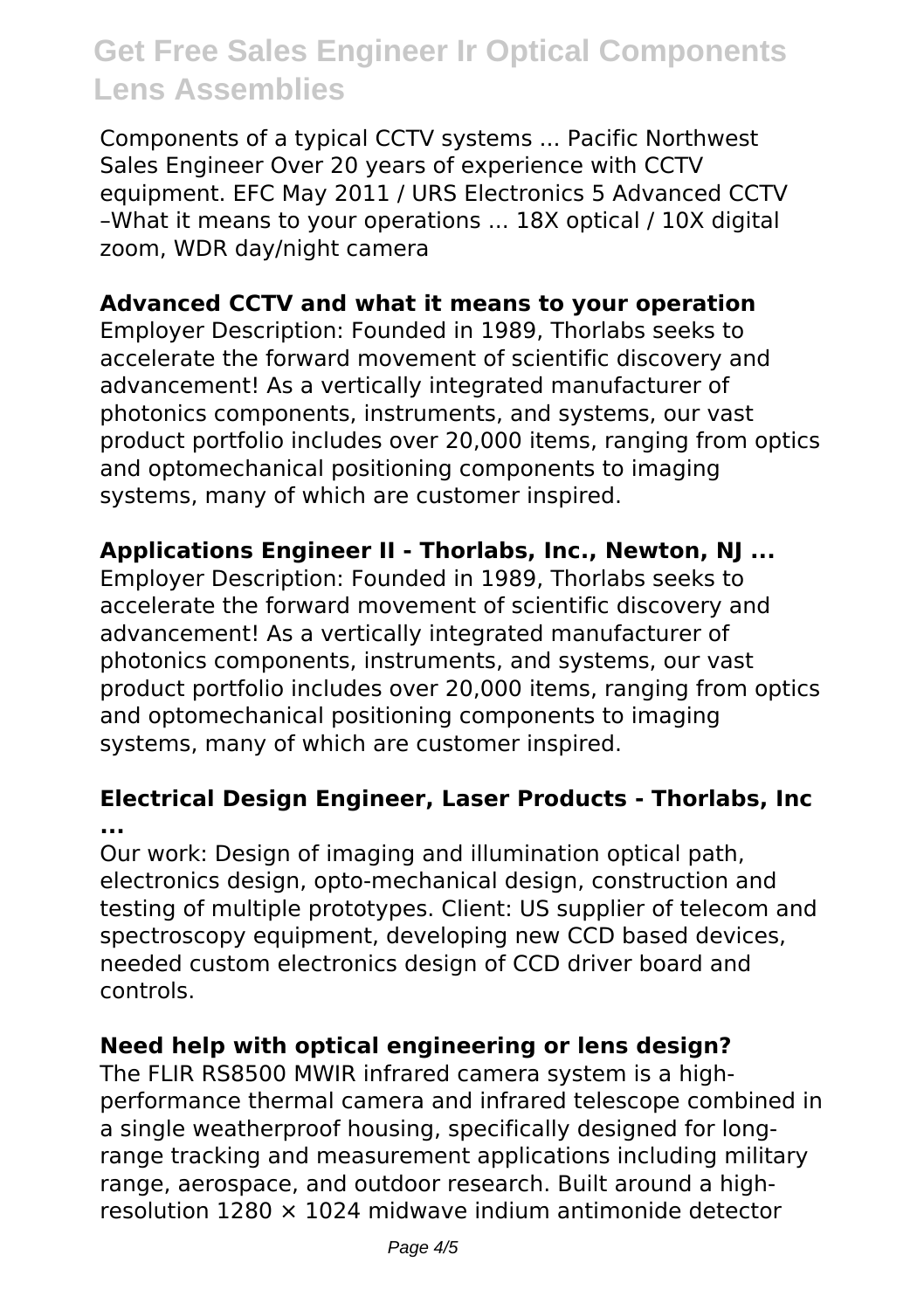Components of a typical CCTV systems ... Pacific Northwest Sales Engineer Over 20 years of experience with CCTV equipment. EFC May 2011 / URS Electronics 5 Advanced CCTV –What it means to your operations ... 18X optical / 10X digital zoom, WDR day/night camera

**Advanced CCTV and what it means to your operation**

Employer Description: Founded in 1989, Thorlabs seeks to accelerate the forward movement of scientific discovery and advancement! As a vertically integrated manufacturer of photonics components, instruments, and systems, our vast product portfolio includes over 20,000 items, ranging from optics and optomechanical positioning components to imaging systems, many of which are customer inspired.

**Applications Engineer II - Thorlabs, Inc., Newton, NJ ...**

Employer Description: Founded in 1989, Thorlabs seeks to accelerate the forward movement of scientific discovery and advancement! As a vertically integrated manufacturer of photonics components, instruments, and systems, our vast product portfolio includes over 20,000 items, ranging from optics and optomechanical positioning components to imaging systems, many of which are customer inspired.

**Electrical Design Engineer, Laser Products - Thorlabs, Inc ...**

Our work: Design of imaging and illumination optical path, electronics design, opto-mechanical design, construction and testing of multiple prototypes. Client: US supplier of telecom and spectroscopy equipment, developing new CCD based devices, needed custom electronics design of CCD driver board and controls.

**Need help with optical engineering or lens design?**

The FLIR RS8500 MWIR infrared camera system is a high-performance thermal camera and infrared telescope combined in a single weatherproof housing, specifically designed for long-range tracking and measurement applications including military range, aerospace, and outdoor research. Built around a high-resolution 1280 × 1024 midwave indium antimonide detector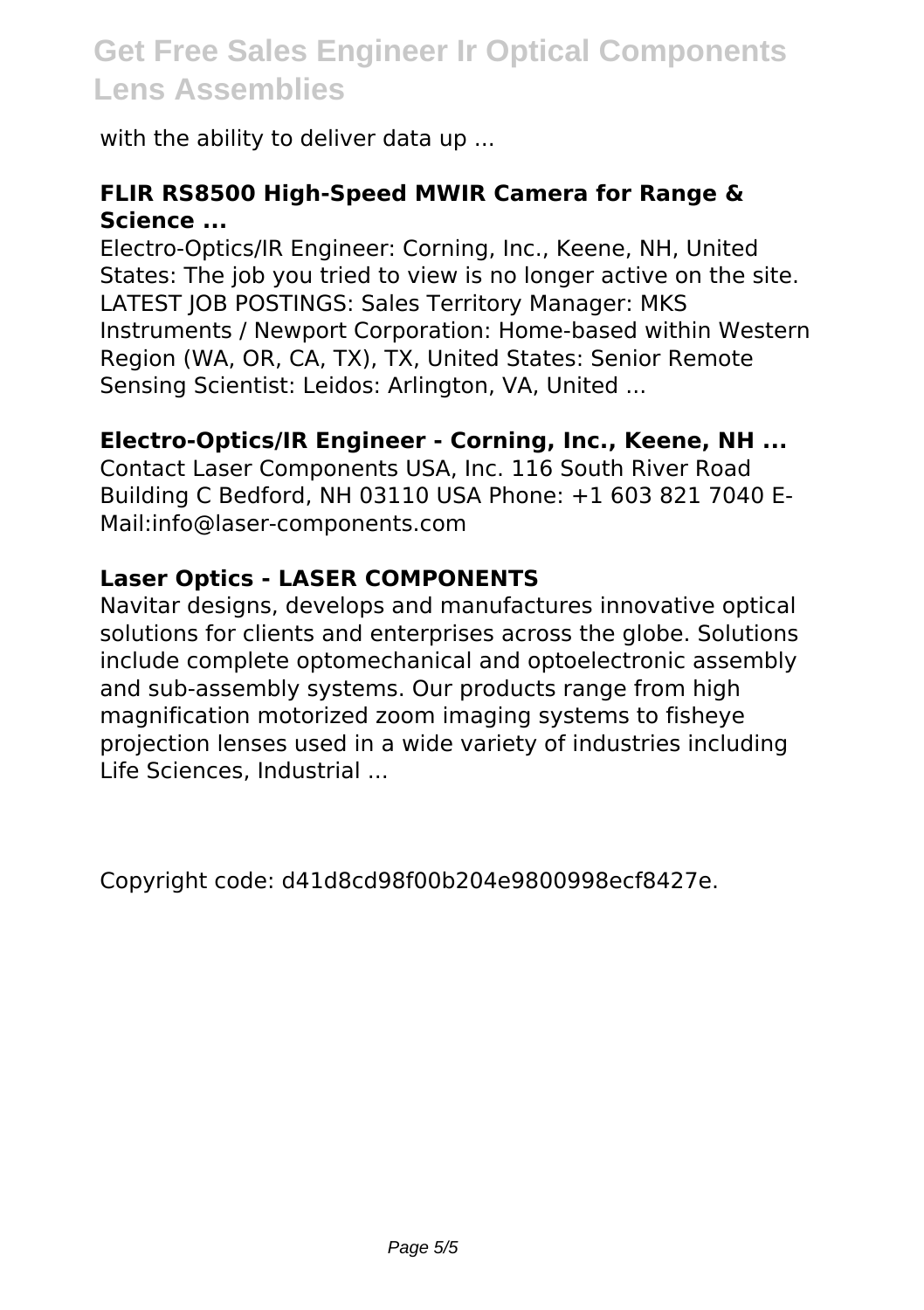with the ability to deliver data up ...

**FLIR RS8500 High-Speed MWIR Camera for Range & Science ...**

Electro-Optics/IR Engineer: Corning, Inc., Keene, NH, United States: The job you tried to view is no longer active on the site. LATEST JOB POSTINGS: Sales Territory Manager: MKS Instruments / Newport Corporation: Home-based within Western Region (WA, OR, CA, TX), TX, United States: Senior Remote Sensing Scientist: Leidos: Arlington, VA, United ...

**Electro-Optics/IR Engineer - Corning, Inc., Keene, NH ...**

Contact Laser Components USA, Inc. 116 South River Road Building C Bedford, NH 03110 USA Phone: +1 603 821 7040 E-Mail:info@laser-components.com

**Laser Optics - LASER COMPONENTS**

Navitar designs, develops and manufactures innovative optical solutions for clients and enterprises across the globe. Solutions include complete optomechanical and optoelectronic assembly and sub-assembly systems. Our products range from high magnification motorized zoom imaging systems to fisheye projection lenses used in a wide variety of industries including Life Sciences, Industrial ...

Copyright code: d41d8cd98f00b204e9800998ecf8427e.